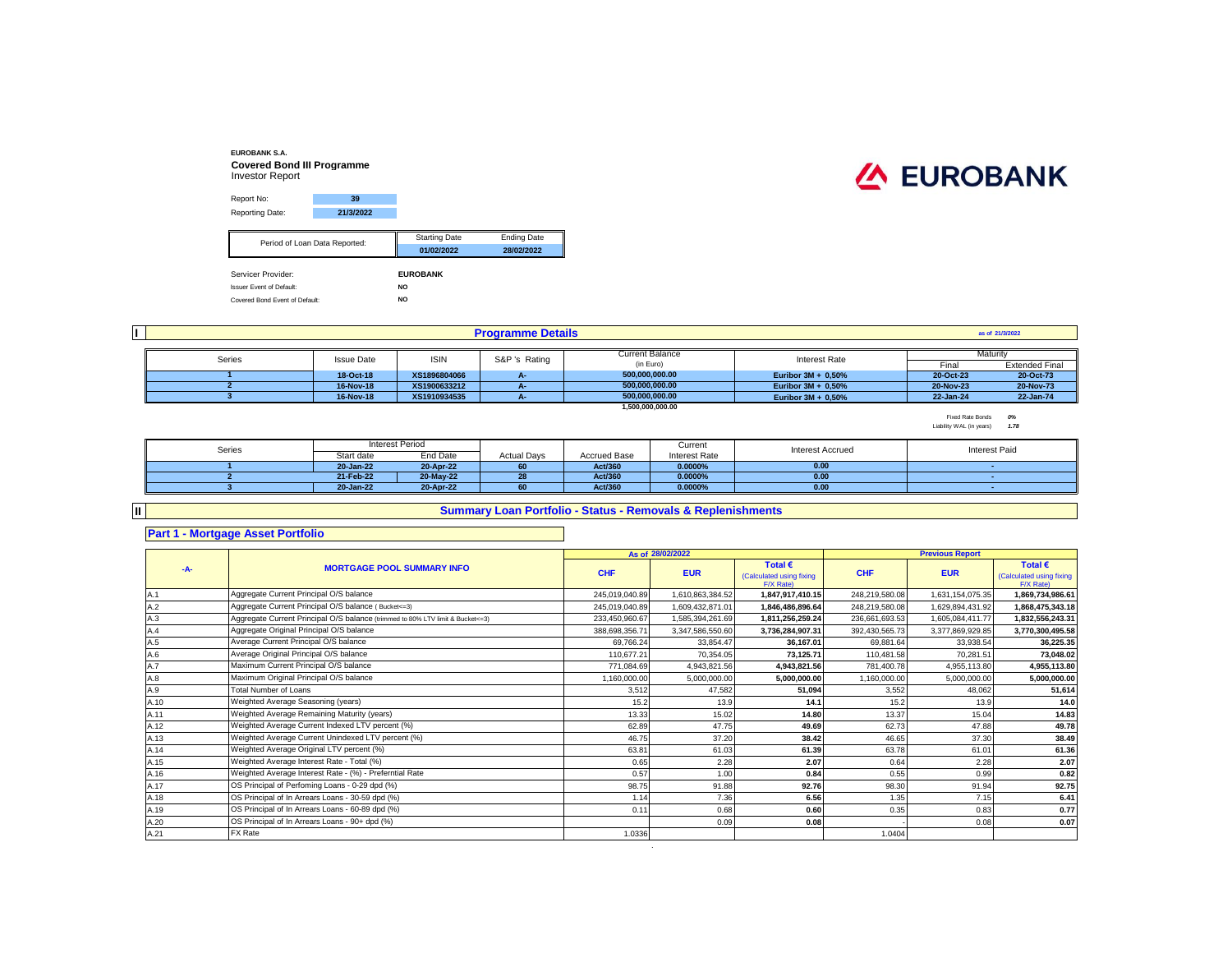**EUROBANK S.A.**

**Covered Bond III Programme**

Investor Report

EUROBANK

| Report No: | 39 |
| --- | --- |
| Reporting Date: | 21/3/2022 |

| Period of Loan Data Reported: | Starting Date | Ending Date |
| --- | --- | --- |
| | 01/02/2022 | 28/02/2022 |

| Servicer Provider: | EUROBANK |
| --- | --- |
| Issuer Event of Default: | NO |
| Covered Bond Event of Default: | NO |

## I Programme Details

as of 21/3/2022

| Series | Issue Date | ISIN | S&P 's Rating | Current Balance (in Euro) | Interest Rate | Maturity Final | Maturity Extended Final |
| --- | --- | --- | --- | --- | --- | --- | --- |
| 1 | 18-Oct-18 | XS1896804066 | A- | 500,000,000.00 | Euribor 3M + 0,50% | 20-Oct-23 | 20-Oct-73 |
| 2 | 16-Nov-18 | XS1900633212 | A- | 500,000,000.00 | Euribor 3M + 0,50% | 20-Nov-23 | 20-Nov-73 |
| 3 | 16-Nov-18 | XS1910934535 | A- | 500,000,000.00 | Euribor 3M + 0,50% | 22-Jan-24 | 22-Jan-74 |
| | | | | 1,500,000,000.00 | | | |

Fixed Rate Bonds *0%*

Liability WAL (in years) *1.78*

| Series | Interest Period Start date | Interest Period End Date | Actual Days | Accrued Base | Current Interest Rate | Interest Accrued | Interest Paid |
| --- | --- | --- | --- | --- | --- | --- | --- |
| 1 | 20-Jan-22 | 20-Apr-22 | 60 | Act/360 | 0.0000% | 0.00 | - |
| 2 | 21-Feb-22 | 20-May-22 | 28 | Act/360 | 0.0000% | 0.00 | - |
| 3 | 20-Jan-22 | 20-Apr-22 | 60 | Act/360 | 0.0000% | 0.00 | - |

## II Summary Loan Portfolio - Status - Removals & Replenishments

### Part 1 - Mortgage Asset Portfolio

| -A- | MORTGAGE POOL SUMMARY INFO | As of 28/02/2022 CHF | As of 28/02/2022 EUR | As of 28/02/2022 Total € (Calculated using fixing F/X Rate) | Previous Report CHF | Previous Report EUR | Previous Report Total € (Calculated using fixing F/X Rate) |
| --- | --- | --- | --- | --- | --- | --- | --- |
| A.1 | Aggregate Current Principal O/S balance | 245,019,040.89 | 1,610,863,384.52 | **1,847,917,410.15** | 248,219,580.08 | 1,631,154,075.35 | **1,869,734,986.61** |
| A.2 | Aggregate Current Principal O/S balance ( Bucket<=3) | 245,019,040.89 | 1,609,432,871.01 | **1,846,486,896.64** | 248,219,580.08 | 1,629,894,431.92 | **1,868,475,343.18** |
| A.3 | Aggregate Current Principal O/S balance (trimmed to 80% LTV limit & Bucket<=3) | 233,450,960.67 | 1,585,394,261.69 | **1,811,256,259.24** | 236,661,693.53 | 1,605,084,411.77 | **1,832,556,243.31** |
| A.4 | Aggregate Original Principal O/S balance | 388,698,356.71 | 3,347,586,550.60 | **3,736,284,907.31** | 392,430,565.73 | 3,377,869,929.85 | **3,770,300,495.58** |
| A.5 | Average Current Principal O/S balance | 69,766.24 | 33,854.47 | **36,167.01** | 69,881.64 | 33,938.54 | **36,225.35** |
| A.6 | Average Original Principal O/S balance | 110,677.21 | 70,354.05 | **73,125.71** | 110,481.58 | 70,281.51 | **73,048.02** |
| A.7 | Maximum Current Principal O/S balance | 771,084.69 | 4,943,821.56 | **4,943,821.56** | 781,400.78 | 4,955,113.80 | **4,955,113.80** |
| A.8 | Maximum Original Principal O/S balance | 1,160,000.00 | 5,000,000.00 | **5,000,000.00** | 1,160,000.00 | 5,000,000.00 | **5,000,000.00** |
| A.9 | Total Number of Loans | 3,512 | 47,582 | **51,094** | 3,552 | 48,062 | **51,614** |
| A.10 | Weighted Average Seasoning (years) | 15.2 | 13.9 | **14.1** | 15.2 | 13.9 | **14.0** |
| A.11 | Weighted Average Remaining Maturity (years) | 13.33 | 15.02 | **14.80** | 13.37 | 15.04 | **14.83** |
| A.12 | Weighted Average Current Indexed LTV percent (%) | 62.89 | 47.75 | **49.69** | 62.73 | 47.88 | **49.78** |
| A.13 | Weighted Average Current Unindexed LTV percent (%) | 46.75 | 37.20 | **38.42** | 46.65 | 37.30 | **38.49** |
| A.14 | Weighted Average Original LTV percent (%) | 63.81 | 61.03 | **61.39** | 63.78 | 61.01 | **61.36** |
| A.15 | Weighted Average Interest Rate - Total (%) | 0.65 | 2.28 | **2.07** | 0.64 | 2.28 | **2.07** |
| A.16 | Weighted Average Interest Rate - (%) - Preferntial Rate | 0.57 | 1.00 | **0.84** | 0.55 | 0.99 | **0.82** |
| A.17 | OS Principal of Perfoming Loans - 0-29 dpd (%) | 98.75 | 91.88 | **92.76** | 98.30 | 91.94 | **92.75** |
| A.18 | OS Principal of In Arrears Loans - 30-59 dpd (%) | 1.14 | 7.36 | **6.56** | 1.35 | 7.15 | **6.41** |
| A.19 | OS Principal of In Arrears Loans - 60-89 dpd (%) | 0.11 | 0.68 | **0.60** | 0.35 | 0.83 | **0.77** |
| A.20 | OS Principal of In Arrears Loans - 90+ dpd (%) | | 0.09 | **0.08** | - | 0.08 | **0.07** |
| A.21 | FX Rate | 1.0336 | | | 1.0404 | | |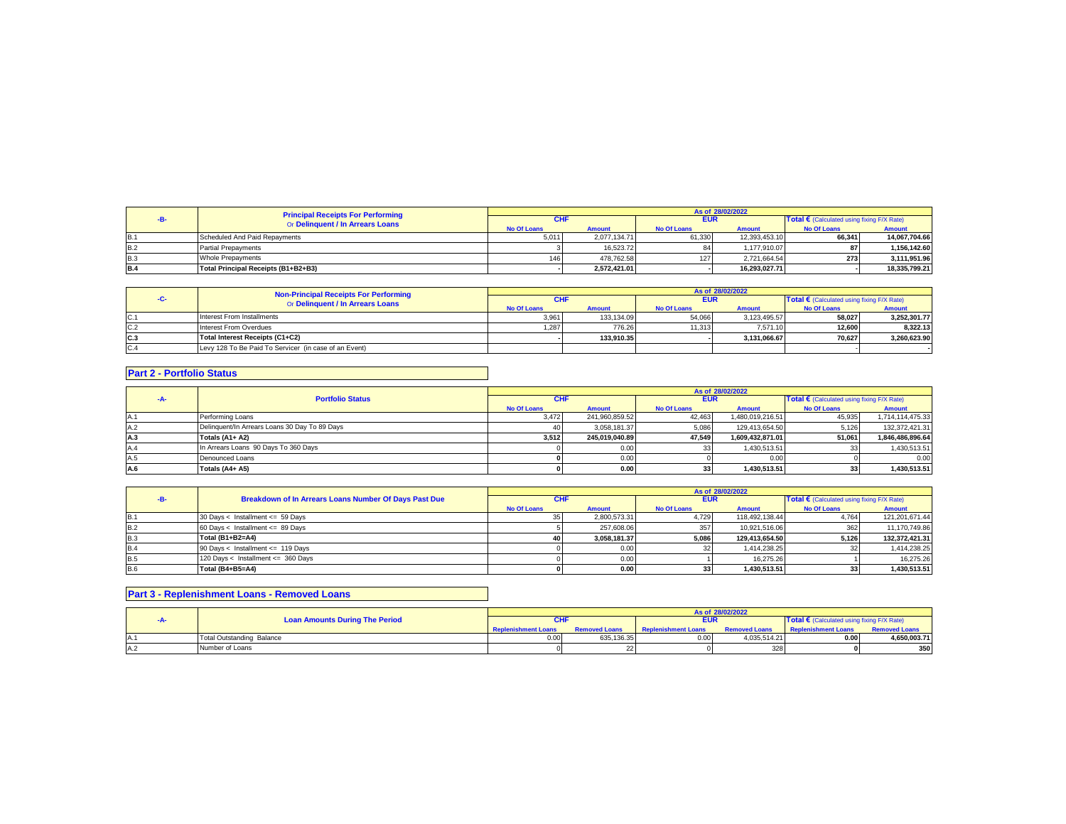| -B- | Principal Receipts For Performing Or Delinquent / In Arrears Loans | As of 28/02/2022 | | | | | |
|---|---|---|---|---|---|---|---|
| | | CHF | | EUR | | Total € (Calculated using fixing F/X Rate) | |
| | | No Of Loans | Amount | No Of Loans | Amount | No Of Loans | Amount |
| B.1 | Scheduled And Paid Repayments | 5,011 | 2,077,134.71 | 61,330 | 12,393,453.10 | **66,341** | **14,067,704.66** |
| B.2 | Partial Prepayments | 3 | 16,523.72 | 84 | 1,177,910.07 | **87** | **1,156,142.60** |
| B.3 | Whole Prepayments | 146 | 478,762.58 | 127 | 2,721,664.54 | **273** | **3,111,951.96** |
| **B.4** | **Total Principal Receipts (B1+B2+B3)** | - | **2,572,421.01** | - | **16,293,027.71** | - | **18,335,799.21** |

| -C- | Non-Principal Receipts For Performing Or Delinquent / In Arrears Loans | As of 28/02/2022 | | | | | |
|---|---|---|---|---|---|---|---|
| | | CHF | | EUR | | Total € (Calculated using fixing F/X Rate) | |
| | | No Of Loans | Amount | No Of Loans | Amount | No Of Loans | Amount |
| C.1 | Interest From Installments | 3,961 | 133,134.09 | 54,066 | 3,123,495.57 | **58,027** | **3,252,301.77** |
| C.2 | Interest From Overdues | 1,287 | 776.26 | 11,313 | 7,571.10 | **12,600** | **8,322.13** |
| **C.3** | **Total Interest Receipts (C1+C2)** | - | **133,910.35** | - | **3,131,066.67** | **70,627** | **3,260,623.90** |
| C.4 | Levy 128 To Be Paid To Servicer (in case of an Event) | | | | | - | - |

## Part 2 - Portfolio Status

| -A- | Portfolio Status | As of 28/02/2022 | | | | | |
|---|---|---|---|---|---|---|---|
| | | CHF | | EUR | | Total € (Calculated using fixing F/X Rate) | |
| | | No Of Loans | Amount | No Of Loans | Amount | No Of Loans | Amount |
| A.1 | Performing Loans | 3,472 | 241,960,859.52 | 42,463 | 1,480,019,216.51 | 45,935 | 1,714,114,475.33 |
| A.2 | Delinquent/In Arrears Loans 30 Day To 89 Days | 40 | 3,058,181.37 | 5,086 | 129,413,654.50 | 5,126 | 132,372,421.31 |
| **A.3** | **Totals (A1+ A2)** | **3,512** | **245,019,040.89** | **47,549** | **1,609,432,871.01** | **51,061** | **1,846,486,896.64** |
| A.4 | In Arrears Loans 90 Days To 360 Days | 0 | 0.00 | 33 | 1,430,513.51 | 33 | 1,430,513.51 |
| A.5 | Denounced Loans | **0** | 0.00 | 0 | 0.00 | 0 | 0.00 |
| **A.6** | **Totals (A4+ A5)** | **0** | **0.00** | **33** | **1,430,513.51** | **33** | **1,430,513.51** |

| -B- | Breakdown of In Arrears Loans Number Of Days Past Due | As of 28/02/2022 | | | | | |
|---|---|---|---|---|---|---|---|
| | | CHF | | EUR | | Total € (Calculated using fixing F/X Rate) | |
| | | No Of Loans | Amount | No Of Loans | Amount | No Of Loans | Amount |
| B.1 | 30 Days < Installment <= 59 Days | 35 | 2,800,573.31 | 4,729 | 118,492,138.44 | 4,764 | 121,201,671.44 |
| B.2 | 60 Days < Installment <= 89 Days | 5 | 257,608.06 | 357 | 10,921,516.06 | 362 | 11,170,749.86 |
| B.3 | **Total (B1+B2=A4)** | **40** | **3,058,181.37** | **5,086** | **129,413,654.50** | **5,126** | **132,372,421.31** |
| B.4 | 90 Days < Installment <= 119 Days | 0 | 0.00 | 32 | 1,414,238.25 | 32 | 1,414,238.25 |
| B.5 | 120 Days < Installment <= 360 Days | 0 | 0.00 | 1 | 16,275.26 | 1 | 16,275.26 |
| B.6 | **Total (B4+B5=A4)** | **0** | **0.00** | **33** | **1,430,513.51** | **33** | **1,430,513.51** |

## Part 3 - Replenishment Loans - Removed Loans

| -A- | Loan Amounts During The Period | As of 28/02/2022 | | | | | |
|---|---|---|---|---|---|---|---|
| | | CHF | | EUR | | Total € (Calculated using fixing F/X Rate) | |
| | | Replenishment Loans | Removed Loans | Replenishment Loans | Removed Loans | Replenishment Loans | Removed Loans |
| A.1 | Total Outstanding Balance | 0.00 | 635,136.35 | 0.00 | 4,035,514.21 | **0.00** | **4,650,003.71** |
| A.2 | Number of Loans | 0 | 22 | 0 | 328 | **0** | **350** |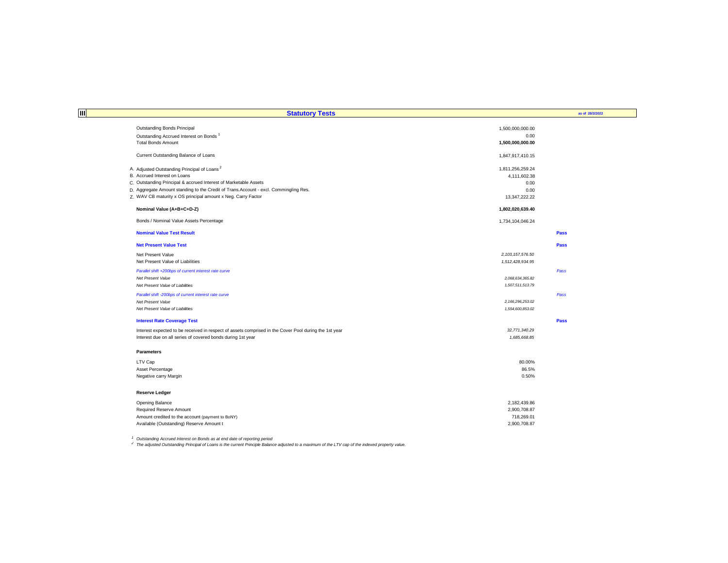## III Statistical Tests

as of 28/2/2022

| | | |
|---|---|---|
| Outstanding Bonds Principal | 1,500,000,000.00 | |
| Outstanding Accrued Interest on Bonds [1] | 0.00 | |
| Total Bonds Amount | **1,500,000,000.00** | |
| | | |
| Current Outstanding Balance of Loans | 1,847,917,410.15 | |
| | | |
| A. Adjusted Outstanding Principal of Loans [2] | 1,811,256,259.24 | |
| B. Accrued Interest on Loans | 4,111,602.38 | |
| C. Outstanding Principal & accrued Interest of Marketable Assets | 0.00 | |
| D. Aggregate Amount standing to the Credit of Trans.Account - excl. Commingling Res. | 0.00 | |
| Z. WAV CB maturity x OS principal amount x Neg. Carry Factor | 13,347,222.22 | |
| | | |
| **Nominal Value (A+B+C+D-Z)** | **1,802,020,639.40** | |
| | | |
| Bonds / Nominal Value Assets Percentage | 1,734,104,046.24 | |
| | | |
| **Nominal Value Test Result** | | **Pass** |
| | | |
| **Net Present Value Test** | | **Pass** |
| Net Present Value | *2,103,157,576.50* | |
| Net Present Value of Liabilities | *1,512,428,934.95* | |
| *Parallel shift +200bps of current interest rate curve* | | *Pass* |
| *Net Present Value* | *2,068,634,365.82* | |
| *Net Present Value of Liabilities* | *1,507,511,513.79* | |
| *Parallel shift -200bps of current interest rate curve* | | *Pass* |
| *Net Present Value* | *2,166,296,253.02* | |
| *Net Present Value of Liabilities* | *1,554,600,853.02* | |
| | | |
| **Interest Rate Coverage Test** | | **Pass** |
| Interest expected to be received in respect of assets comprised in the Cover Pool during the 1st year | *32,771,340.29* | |
| Interest due on all series of covered bonds during 1st year | *1,685,668.85* | |

**Parameters**

| | |
|---|---|
| LTV Cap | 80.00% |
| Asset Percentage | 86.5% |
| Negative carry Margin | 0.50% |

**Reserve Ledger**

| | |
|---|---|
| Opening Balance | 2,182,439.86 |
| Required Reserve Amount | 2,900,708.87 |
| Amount credited to the account (payment to BoNY) | 718,269.01 |
| Available (Outstanding) Reserve Amount t | 2,900,708.87 |

[1] *Outstanding Accrued Interest on Bonds as at end date of reporting period*

[2] *The adjusted Outstanding Principal of Loans is the current Principle Balance adjusted to a maximum of the LTV cap of the indexed property value.*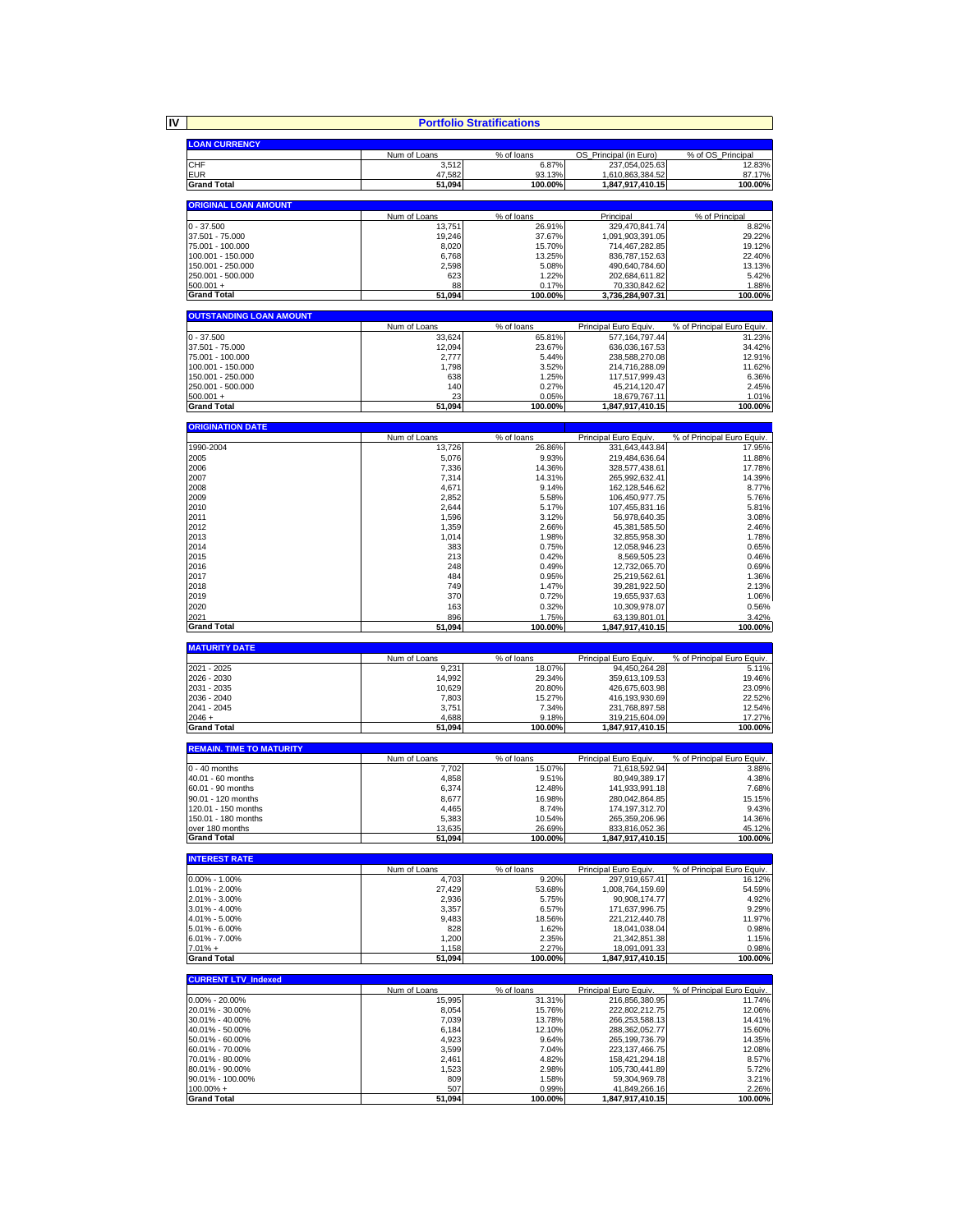# IV Portfolio Stratifications

| LOAN CURRENCY | Num of Loans | % of loans | OS_Principal (in Euro) | % of OS_Principal |
|---|---|---|---|---|
| CHF | 3,512 | 6.87% | 237,054,025.63 | 12.83% |
| EUR | 47,582 | 93.13% | 1,610,863,384.52 | 87.17% |
| **Grand Total** | **51,094** | **100.00%** | **1,847,917,410.15** | **100.00%** |

| ORIGINAL LOAN AMOUNT | Num of Loans | % of loans | Principal | % of Principal |
|---|---|---|---|---|
| 0 - 37.500 | 13,751 | 26.91% | 329,470,841.74 | 8.82% |
| 37.501 - 75.000 | 19,246 | 37.67% | 1,091,903,391.05 | 29.22% |
| 75.001 - 100.000 | 8,020 | 15.70% | 714,467,282.85 | 19.12% |
| 100.001 - 150.000 | 6,768 | 13.25% | 836,787,152.63 | 22.40% |
| 150.001 - 250.000 | 2,598 | 5.08% | 490,640,784.60 | 13.13% |
| 250.001 - 500.000 | 623 | 1.22% | 202,684,611.82 | 5.42% |
| 500.001 + | 88 | 0.17% | 70,330,842.62 | 1.88% |
| **Grand Total** | **51,094** | **100.00%** | **3,736,284,907.31** | **100.00%** |

| OUTSTANDING LOAN AMOUNT | Num of Loans | % of loans | Principal Euro Equiv. | % of Principal Euro Equiv. |
|---|---|---|---|---|
| 0 - 37.500 | 33,624 | 65.81% | 577,164,797.44 | 31.23% |
| 37.501 - 75.000 | 12,094 | 23.67% | 636,036,167.53 | 34.42% |
| 75.001 - 100.000 | 2,777 | 5.44% | 238,588,270.08 | 12.91% |
| 100.001 - 150.000 | 1,798 | 3.52% | 214,716,288.09 | 11.62% |
| 150.001 - 250.000 | 638 | 1.25% | 117,517,999.43 | 6.36% |
| 250.001 - 500.000 | 140 | 0.27% | 45,214,120.47 | 2.45% |
| 500.001 + | 23 | 0.05% | 18,679,767.11 | 1.01% |
| **Grand Total** | **51,094** | **100.00%** | **1,847,917,410.15** | **100.00%** |

| ORIGINATION DATE | Num of Loans | % of loans | Principal Euro Equiv. | % of Principal Euro Equiv. |
|---|---|---|---|---|
| 1990-2004 | 13,726 | 26.86% | 331,643,443.84 | 17.95% |
| 2005 | 5,076 | 9.93% | 219,484,636.64 | 11.88% |
| 2006 | 7,336 | 14.36% | 328,577,438.61 | 17.78% |
| 2007 | 7,314 | 14.31% | 265,992,632.41 | 14.39% |
| 2008 | 4,671 | 9.14% | 162,128,546.62 | 8.77% |
| 2009 | 2,852 | 5.58% | 106,450,977.75 | 5.76% |
| 2010 | 2,644 | 5.17% | 107,455,831.16 | 5.81% |
| 2011 | 1,596 | 3.12% | 56,978,640.35 | 3.08% |
| 2012 | 1,359 | 2.66% | 45,381,585.50 | 2.46% |
| 2013 | 1,014 | 1.98% | 32,855,958.30 | 1.78% |
| 2014 | 383 | 0.75% | 12,058,946.23 | 0.65% |
| 2015 | 213 | 0.42% | 8,569,505.23 | 0.46% |
| 2016 | 248 | 0.49% | 12,732,065.70 | 0.69% |
| 2017 | 484 | 0.95% | 25,219,562.61 | 1.36% |
| 2018 | 749 | 1.47% | 39,281,922.50 | 2.13% |
| 2019 | 370 | 0.72% | 19,655,937.63 | 1.06% |
| 2020 | 163 | 0.32% | 10,309,978.07 | 0.56% |
| 2021 | 896 | 1.75% | 63,139,801.01 | 3.42% |
| **Grand Total** | **51,094** | **100.00%** | **1,847,917,410.15** | **100.00%** |

| MATURITY DATE | Num of Loans | % of loans | Principal Euro Equiv. | % of Principal Euro Equiv. |
|---|---|---|---|---|
| 2021 - 2025 | 9,231 | 18.07% | 94,450,264.28 | 5.11% |
| 2026 - 2030 | 14,992 | 29.34% | 359,613,109.53 | 19.46% |
| 2031 - 2035 | 10,629 | 20.80% | 426,675,603.98 | 23.09% |
| 2036 - 2040 | 7,803 | 15.27% | 416,193,930.69 | 22.52% |
| 2041 - 2045 | 3,751 | 7.34% | 231,768,897.58 | 12.54% |
| 2046 + | 4,688 | 9.18% | 319,215,604.09 | 17.27% |
| **Grand Total** | **51,094** | **100.00%** | **1,847,917,410.15** | **100.00%** |

| REMAIN. TIME TO MATURITY | Num of Loans | % of loans | Principal Euro Equiv. | % of Principal Euro Equiv. |
|---|---|---|---|---|
| 0 - 40 months | 7,702 | 15.07% | 71,618,592.94 | 3.88% |
| 40.01 - 60 months | 4,858 | 9.51% | 80,949,389.17 | 4.38% |
| 60.01 - 90 months | 6,374 | 12.48% | 141,933,991.18 | 7.68% |
| 90.01 - 120 months | 8,677 | 16.98% | 280,042,864.85 | 15.15% |
| 120.01 - 150 months | 4,465 | 8.74% | 174,197,312.70 | 9.43% |
| 150.01 - 180 months | 5,383 | 10.54% | 265,359,206.96 | 14.36% |
| over 180 months | 13,635 | 26.69% | 833,816,052.36 | 45.12% |
| **Grand Total** | **51,094** | **100.00%** | **1,847,917,410.15** | **100.00%** |

| INTEREST RATE | Num of Loans | % of loans | Principal Euro Equiv. | % of Principal Euro Equiv. |
|---|---|---|---|---|
| 0.00% - 1.00% | 4,703 | 9.20% | 297,919,657.41 | 16.12% |
| 1.01% - 2.00% | 27,429 | 53.68% | 1,008,764,159.69 | 54.59% |
| 2.01% - 3.00% | 2,936 | 5.75% | 90,908,174.77 | 4.92% |
| 3.01% - 4.00% | 3,357 | 6.57% | 171,637,996.75 | 9.29% |
| 4.01% - 5.00% | 9,483 | 18.56% | 221,212,440.78 | 11.97% |
| 5.01% - 6.00% | 828 | 1.62% | 18,041,038.04 | 0.98% |
| 6.01% - 7.00% | 1,200 | 2.35% | 21,342,851.38 | 1.15% |
| 7.01% + | 1,158 | 2.27% | 18,091,091.33 | 0.98% |
| **Grand Total** | **51,094** | **100.00%** | **1,847,917,410.15** | **100.00%** |

| CURRENT LTV_Indexed | Num of Loans | % of loans | Principal Euro Equiv. | % of Principal Euro Equiv. |
|---|---|---|---|---|
| 0.00% - 20.00% | 15,995 | 31.31% | 216,856,380.95 | 11.74% |
| 20.01% - 30.00% | 8,054 | 15.76% | 222,802,212.75 | 12.06% |
| 30.01% - 40.00% | 7,039 | 13.78% | 266,253,588.13 | 14.41% |
| 40.01% - 50.00% | 6,184 | 12.10% | 288,362,052.77 | 15.60% |
| 50.01% - 60.00% | 4,923 | 9.64% | 265,199,736.79 | 14.35% |
| 60.01% - 70.00% | 3,599 | 7.04% | 223,137,466.75 | 12.08% |
| 70.01% - 80.00% | 2,461 | 4.82% | 158,421,294.18 | 8.57% |
| 80.01% - 90.00% | 1,523 | 2.98% | 105,730,441.89 | 5.72% |
| 90.01% - 100.00% | 809 | 1.58% | 59,304,969.78 | 3.21% |
| 100.00% + | 507 | 0.99% | 41,849,266.16 | 2.26% |
| **Grand Total** | **51,094** | **100.00%** | **1,847,917,410.15** | **100.00%** |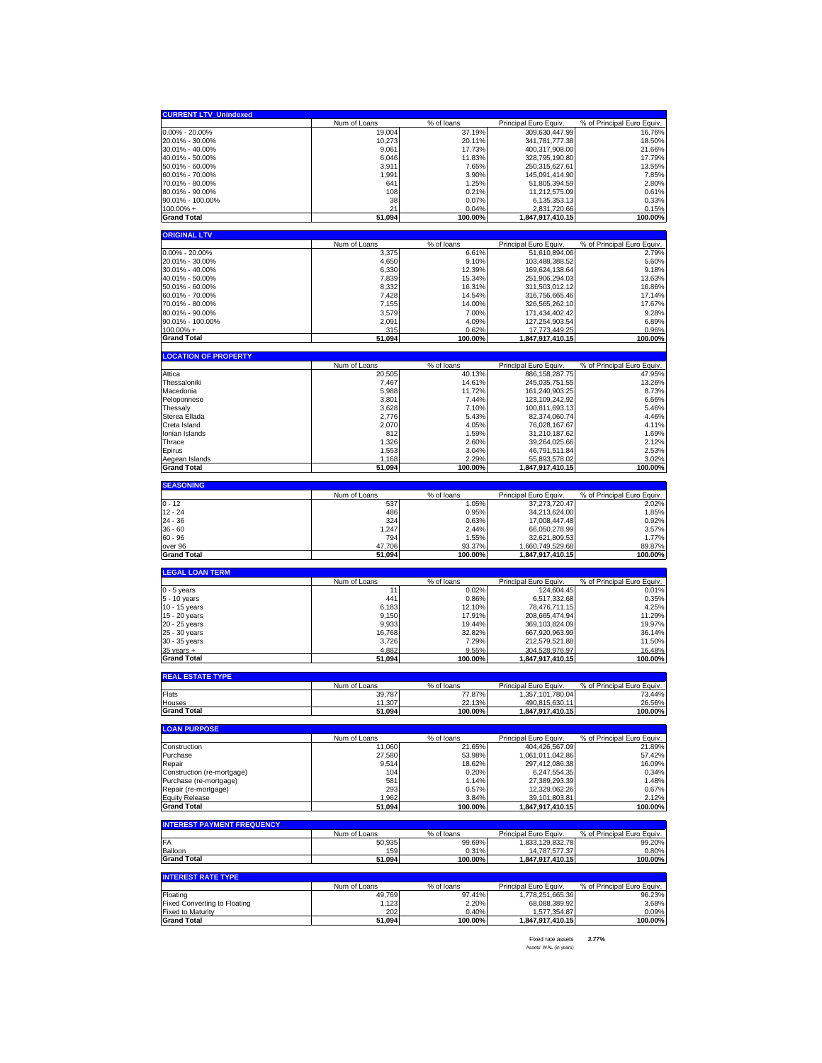## CURRENT LTV_Unindexed

| | Num of Loans | % of loans | Principal Euro Equiv. | % of Principal Euro Equiv. |
|---|---|---|---|---|
| 0.00% - 20.00% | 19,004 | 37.19% | 309,630,447.99 | 16.76% |
| 20.01% - 30.00% | 10,273 | 20.11% | 341,781,777.38 | 18.50% |
| 30.01% - 40.00% | 9,061 | 17.73% | 400,317,908.00 | 21.66% |
| 40.01% - 50.00% | 6,046 | 11.83% | 328,795,190.80 | 17.79% |
| 50.01% - 60.00% | 3,911 | 7.65% | 250,315,627.61 | 13.55% |
| 60.01% - 70.00% | 1,991 | 3.90% | 145,091,414.90 | 7.85% |
| 70.01% - 80.00% | 641 | 1.25% | 51,805,394.59 | 2.80% |
| 80.01% - 90.00% | 108 | 0.21% | 11,212,575.09 | 0.61% |
| 90.01% - 100.00% | 38 | 0.07% | 6,135,353.13 | 0.33% |
| 100.00% + | 21 | 0.04% | 2,831,720.66 | 0.15% |
| **Grand Total** | **51,094** | **100.00%** | **1,847,917,410.15** | **100.00%** |

## ORIGINAL LTV

| | Num of Loans | % of loans | Principal Euro Equiv. | % of Principal Euro Equiv. |
|---|---|---|---|---|
| 0.00% - 20.00% | 3,375 | 6.61% | 51,610,894.06 | 2.79% |
| 20.01% - 30.00% | 4,650 | 9.10% | 103,488,388.52 | 5.60% |
| 30.01% - 40.00% | 6,330 | 12.39% | 169,624,138.64 | 9.18% |
| 40.01% - 50.00% | 7,839 | 15.34% | 251,906,294.03 | 13.63% |
| 50.01% - 60.00% | 8,332 | 16.31% | 311,503,012.12 | 16.86% |
| 60.01% - 70.00% | 7,428 | 14.54% | 316,756,665.46 | 17.14% |
| 70.01% - 80.00% | 7,155 | 14.00% | 326,565,262.10 | 17.67% |
| 80.01% - 90.00% | 3,579 | 7.00% | 171,434,402.42 | 9.28% |
| 90.01% - 100.00% | 2,091 | 4.09% | 127,254,903.54 | 6.89% |
| 100.00% + | 315 | 0.62% | 17,773,449.25 | 0.96% |
| **Grand Total** | **51,094** | **100.00%** | **1,847,917,410.15** | **100.00%** |

## LOCATION OF PROPERTY

| | Num of Loans | % of loans | Principal Euro Equiv. | % of Principal Euro Equiv. |
|---|---|---|---|---|
| Attica | 20,505 | 40.13% | 886,158,287.75 | 47.95% |
| Thessaloniki | 7,467 | 14.61% | 245,035,751.55 | 13.26% |
| Macedonia | 5,988 | 11.72% | 161,240,903.25 | 8.73% |
| Peloponnese | 3,801 | 7.44% | 123,109,242.92 | 6.66% |
| Thessaly | 3,628 | 7.10% | 100,811,693.13 | 5.46% |
| Sterea Ellada | 2,776 | 5.43% | 82,374,060.74 | 4.46% |
| Creta Island | 2,070 | 4.05% | 76,028,167.67 | 4.11% |
| Ionian Islands | 812 | 1.59% | 31,210,187.62 | 1.69% |
| Thrace | 1,326 | 2.60% | 39,264,025.66 | 2.12% |
| Epirus | 1,553 | 3.04% | 46,791,511.84 | 2.53% |
| Aegean Islands | 1,168 | 2.29% | 55,893,578.02 | 3.02% |
| **Grand Total** | **51,094** | **100.00%** | **1,847,917,410.15** | **100.00%** |

## SEASONING

| | Num of Loans | % of loans | Principal Euro Equiv. | % of Principal Euro Equiv. |
|---|---|---|---|---|
| 0 - 12 | 537 | 1.05% | 37,273,720.47 | 2.02% |
| 12 - 24 | 486 | 0.95% | 34,213,624.00 | 1.85% |
| 24 - 36 | 324 | 0.63% | 17,008,447.48 | 0.92% |
| 36 - 60 | 1,247 | 2.44% | 66,050,278.99 | 3.57% |
| 60 - 96 | 794 | 1.55% | 32,621,809.53 | 1.77% |
| over 96 | 47,706 | 93.37% | 1,660,749,529.68 | 89.87% |
| **Grand Total** | **51,094** | **100.00%** | **1,847,917,410.15** | **100.00%** |

## LEGAL LOAN TERM

| | Num of Loans | % of loans | Principal Euro Equiv. | % of Principal Euro Equiv. |
|---|---|---|---|---|
| 0 - 5 years | 11 | 0.02% | 124,604.45 | 0.01% |
| 5 - 10 years | 441 | 0.86% | 6,517,332.68 | 0.35% |
| 10 - 15 years | 6,183 | 12.10% | 78,476,711.15 | 4.25% |
| 15 - 20 years | 9,150 | 17.91% | 208,665,474.94 | 11.29% |
| 20 - 25 years | 9,933 | 19.44% | 369,103,824.09 | 19.97% |
| 25 - 30 years | 16,768 | 32.82% | 667,920,963.99 | 36.14% |
| 30 - 35 years | 3,726 | 7.29% | 212,579,521.88 | 11.50% |
| 35 years + | 4,882 | 9.55% | 304,528,976.97 | 16.48% |
| **Grand Total** | **51,094** | **100.00%** | **1,847,917,410.15** | **100.00%** |

## REAL ESTATE TYPE

| | Num of Loans | % of loans | Principal Euro Equiv. | % of Principal Euro Equiv. |
|---|---|---|---|---|
| Flats | 39,787 | 77.87% | 1,357,101,780.04 | 73.44% |
| Houses | 11,307 | 22.13% | 490,815,630.11 | 26.56% |
| **Grand Total** | **51,094** | **100.00%** | **1,847,917,410.15** | **100.00%** |

## LOAN PURPOSE

| | Num of Loans | % of loans | Principal Euro Equiv. | % of Principal Euro Equiv. |
|---|---|---|---|---|
| Construction | 11,060 | 21.65% | 404,426,567.09 | 21.89% |
| Purchase | 27,580 | 53.98% | 1,061,011,042.86 | 57.42% |
| Repair | 9,514 | 18.62% | 297,412,086.38 | 16.09% |
| Construction (re-mortgage) | 104 | 0.20% | 6,247,554.35 | 0.34% |
| Purchase (re-mortgage) | 581 | 1.14% | 27,389,293.39 | 1.48% |
| Repair (re-mortgage) | 293 | 0.57% | 12,329,062.26 | 0.67% |
| Equity Release | 1,962 | 3.84% | 39,101,803.81 | 2.12% |
| **Grand Total** | **51,094** | **100.00%** | **1,847,917,410.15** | **100.00%** |

## INTEREST PAYMENT FREQUENCY

| | Num of Loans | % of loans | Principal Euro Equiv. | % of Principal Euro Equiv. |
|---|---|---|---|---|
| FA | 50,935 | 99.69% | 1,833,129,832.78 | 99.20% |
| Balloon | 159 | 0.31% | 14,787,577.37 | 0.80% |
| **Grand Total** | **51,094** | **100.00%** | **1,847,917,410.15** | **100.00%** |

## INTEREST RATE TYPE

| | Num of Loans | % of loans | Principal Euro Equiv. | % of Principal Euro Equiv. |
|---|---|---|---|---|
| Floating | 49,769 | 97.41% | 1,778,251,665.36 | 96.23% |
| Fixed Converting to Floating | 1,123 | 2.20% | 68,088,389.92 | 3.68% |
| Fixed to Maturity | 202 | 0.40% | 1,577,354.87 | 0.09% |
| **Grand Total** | **51,094** | **100.00%** | **1,847,917,410.15** | **100.00%** |

Fixed rate assets **3.77%**

Assets' WAL (in years)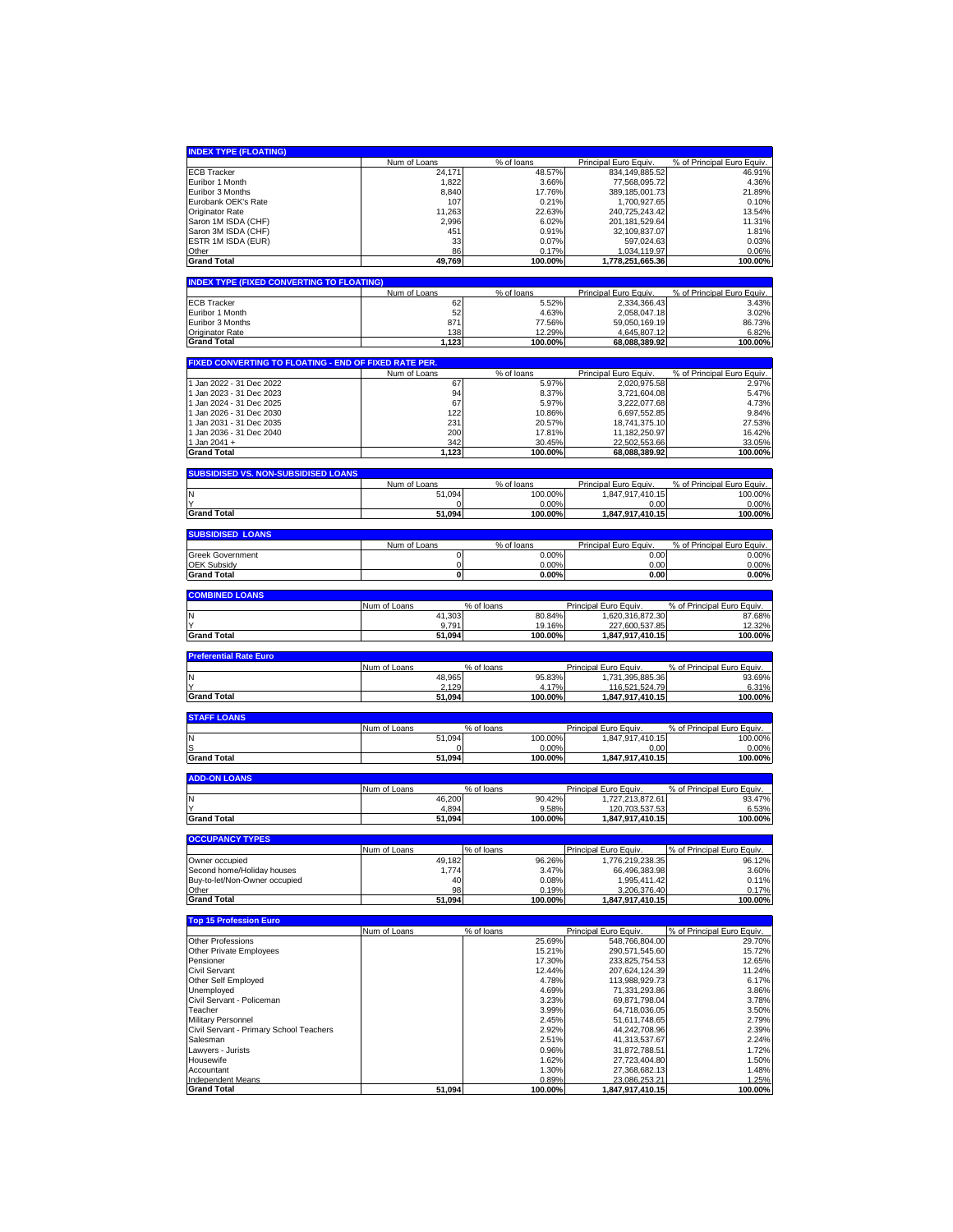## INDEX TYPE (FLOATING)

| | Num of Loans | % of loans | Principal Euro Equiv. | % of Principal Euro Equiv. |
|---|---|---|---|---|
| ECB Tracker | 24,171 | 48.57% | 834,149,885.52 | 46.91% |
| Euribor 1 Month | 1,822 | 3.66% | 77,568,095.72 | 4.36% |
| Euribor 3 Months | 8,840 | 17.76% | 389,185,001.73 | 21.89% |
| Eurobank OEK's Rate | 107 | 0.21% | 1,700,927.65 | 0.10% |
| Originator Rate | 11,263 | 22.63% | 240,725,243.42 | 13.54% |
| Saron 1M ISDA (CHF) | 2,996 | 6.02% | 201,181,529.64 | 11.31% |
| Saron 3M ISDA (CHF) | 451 | 0.91% | 32,109,837.07 | 1.81% |
| ESTR 1M ISDA (EUR) | 33 | 0.07% | 597,024.63 | 0.03% |
| Other | 86 | 0.17% | 1,034,119.97 | 0.06% |
| **Grand Total** | **49,769** | **100.00%** | **1,778,251,665.36** | **100.00%** |

## INDEX TYPE (FIXED CONVERTING TO FLOATING)

| | Num of Loans | % of loans | Principal Euro Equiv. | % of Principal Euro Equiv. |
|---|---|---|---|---|
| ECB Tracker | 62 | 5.52% | 2,334,366.43 | 3.43% |
| Euribor 1 Month | 52 | 4.63% | 2,058,047.18 | 3.02% |
| Euribor 3 Months | 871 | 77.56% | 59,050,169.19 | 86.73% |
| Originator Rate | 138 | 12.29% | 4,645,807.12 | 6.82% |
| **Grand Total** | **1,123** | **100.00%** | **68,088,389.92** | **100.00%** |

## FIXED CONVERTING TO FLOATING - END OF FIXED RATE PER.

| | Num of Loans | % of loans | Principal Euro Equiv. | % of Principal Euro Equiv. |
|---|---|---|---|---|
| 1 Jan 2022 - 31 Dec 2022 | 67 | 5.97% | 2,020,975.58 | 2.97% |
| 1 Jan 2023 - 31 Dec 2023 | 94 | 8.37% | 3,721,604.08 | 5.47% |
| 1 Jan 2024 - 31 Dec 2025 | 67 | 5.97% | 3,222,077.68 | 4.73% |
| 1 Jan 2026 - 31 Dec 2030 | 122 | 10.86% | 6,697,552.85 | 9.84% |
| 1 Jan 2031 - 31 Dec 2035 | 231 | 20.57% | 18,741,375.10 | 27.53% |
| 1 Jan 2036 - 31 Dec 2040 | 200 | 17.81% | 11,182,250.97 | 16.42% |
| 1 Jan 2041 + | 342 | 30.45% | 22,502,553.66 | 33.05% |
| **Grand Total** | **1,123** | **100.00%** | **68,088,389.92** | **100.00%** |

## SUBSIDISED VS. NON-SUBSIDISED LOANS

| | Num of Loans | % of loans | Principal Euro Equiv. | % of Principal Euro Equiv. |
|---|---|---|---|---|
| N | 51,094 | 100.00% | 1,847,917,410.15 | 100.00% |
| Y | 0 | 0.00% | 0.00 | 0.00% |
| **Grand Total** | **51,094** | **100.00%** | **1,847,917,410.15** | **100.00%** |

## SUBSIDISED LOANS

| | Num of Loans | % of loans | Principal Euro Equiv. | % of Principal Euro Equiv. |
|---|---|---|---|---|
| Greek Government | 0 | 0.00% | 0.00 | 0.00% |
| OEK Subsidy | 0 | 0.00% | 0.00 | 0.00% |
| **Grand Total** | **0** | **0.00%** | **0.00** | **0.00%** |

## COMBINED LOANS

| | Num of Loans | % of loans | Principal Euro Equiv. | % of Principal Euro Equiv. |
|---|---|---|---|---|
| N | 41,303 | 80.84% | 1,620,316,872.30 | 87.68% |
| Y | 9,791 | 19.16% | 227,600,537.85 | 12.32% |
| **Grand Total** | **51,094** | **100.00%** | **1,847,917,410.15** | **100.00%** |

## Preferential Rate Euro

| | Num of Loans | % of loans | Principal Euro Equiv. | % of Principal Euro Equiv. |
|---|---|---|---|---|
| N | 48,965 | 95.83% | 1,731,395,885.36 | 93.69% |
| Y | 2,129 | 4.17% | 116,521,524.79 | 6.31% |
| **Grand Total** | **51,094** | **100.00%** | **1,847,917,410.15** | **100.00%** |

## STAFF LOANS

| | Num of Loans | % of loans | Principal Euro Equiv. | % of Principal Euro Equiv. |
|---|---|---|---|---|
| N | 51,094 | 100.00% | 1,847,917,410.15 | 100.00% |
| S | 0 | 0.00% | 0.00 | 0.00% |
| **Grand Total** | **51,094** | **100.00%** | **1,847,917,410.15** | **100.00%** |

## ADD-ON LOANS

| | Num of Loans | % of loans | Principal Euro Equiv. | % of Principal Euro Equiv. |
|---|---|---|---|---|
| N | 46,200 | 90.42% | 1,727,213,872.61 | 93.47% |
| Y | 4,894 | 9.58% | 120,703,537.53 | 6.53% |
| **Grand Total** | **51,094** | **100.00%** | **1,847,917,410.15** | **100.00%** |

## OCCUPANCY TYPES

| | Num of Loans | % of loans | Principal Euro Equiv. | % of Principal Euro Equiv. |
|---|---|---|---|---|
| Owner occupied | 49,182 | 96.26% | 1,776,219,238.35 | 96.12% |
| Second home/Holiday houses | 1,774 | 3.47% | 66,496,383.98 | 3.60% |
| Buy-to-let/Non-Owner occupied | 40 | 0.08% | 1,995,411.42 | 0.11% |
| Other | 98 | 0.19% | 3,206,376.40 | 0.17% |
| **Grand Total** | **51,094** | **100.00%** | **1,847,917,410.15** | **100.00%** |

## Top 15 Profession Euro

| | Num of Loans | % of loans | Principal Euro Equiv. | % of Principal Euro Equiv. |
|---|---|---|---|---|
| Other Professions | | 25.69% | 548,766,804.00 | 29.70% |
| Other Private Employees | | 15.21% | 290,571,545.60 | 15.72% |
| Pensioner | | 17.30% | 233,825,754.53 | 12.65% |
| Civil Servant | | 12.44% | 207,624,124.39 | 11.24% |
| Other Self Employed | | 4.78% | 113,988,929.73 | 6.17% |
| Unemployed | | 4.69% | 71,331,293.86 | 3.86% |
| Civil Servant - Policeman | | 3.23% | 69,871,798.04 | 3.78% |
| Teacher | | 3.99% | 64,718,036.05 | 3.50% |
| Military Personnel | | 2.45% | 51,611,748.65 | 2.79% |
| Civil Servant - Primary School Teachers | | 2.92% | 44,242,708.96 | 2.39% |
| Salesman | | 2.51% | 41,313,537.67 | 2.24% |
| Lawyers - Jurists | | 0.96% | 31,872,788.51 | 1.72% |
| Housewife | | 1.62% | 27,723,404.80 | 1.50% |
| Accountant | | 1.30% | 27,368,682.13 | 1.48% |
| Independent Means | | 0.89% | 23,086,253.21 | 1.25% |
| **Grand Total** | **51,094** | **100.00%** | **1,847,917,410.15** | **100.00%** |